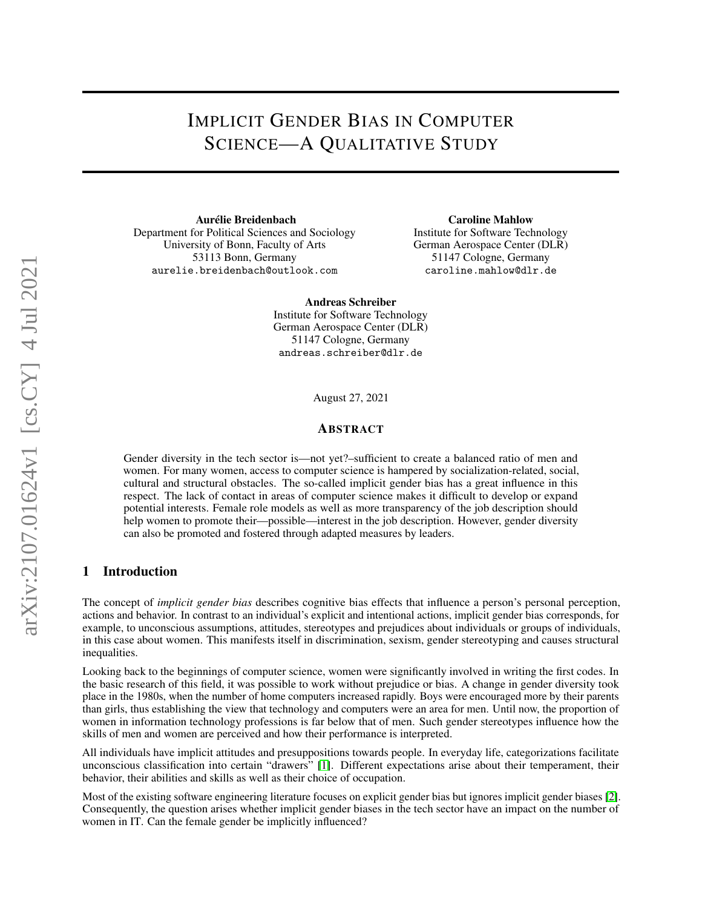# Implicit Gender Bias in Computer Science—A Qualitative Study

**Aurélie Breidenbach**
Department for Political Sciences and Sociology
University of Bonn, Faculty of Arts
53113 Bonn, Germany
aurelie.breidenbach@outlook.com

**Caroline Mahlow**
Institute for Software Technology
German Aerospace Center (DLR)
51147 Cologne, Germany
caroline.mahlow@dlr.de

**Andreas Schreiber**
Institute for Software Technology
German Aerospace Center (DLR)
51147 Cologne, Germany
andreas.schreiber@dlr.de

August 27, 2021

## Abstract

Gender diversity in the tech sector is—not yet?–sufficient to create a balanced ratio of men and women. For many women, access to computer science is hampered by socialization-related, social, cultural and structural obstacles. The so-called implicit gender bias has a great influence in this respect. The lack of contact in areas of computer science makes it difficult to develop or expand potential interests. Female role models as well as more transparency of the job description should help women to promote their—possible—interest in the job description. However, gender diversity can also be promoted and fostered through adapted measures by leaders.

## 1 Introduction

The concept of *implicit gender bias* describes cognitive bias effects that influence a person's personal perception, actions and behavior. In contrast to an individual's explicit and intentional actions, implicit gender bias corresponds, for example, to unconscious assumptions, attitudes, stereotypes and prejudices about individuals or groups of individuals, in this case about women. This manifests itself in discrimination, sexism, gender stereotyping and causes structural inequalities.

Looking back to the beginnings of computer science, women were significantly involved in writing the first codes. In the basic research of this field, it was possible to work without prejudice or bias. A change in gender diversity took place in the 1980s, when the number of home computers increased rapidly. Boys were encouraged more by their parents than girls, thus establishing the view that technology and computers were an area for men. Until now, the proportion of women in information technology professions is far below that of men. Such gender stereotypes influence how the skills of men and women are perceived and how their performance is interpreted.

All individuals have implicit attitudes and presuppositions towards people. In everyday life, categorizations facilitate unconscious classification into certain "drawers" [1]. Different expectations arise about their temperament, their behavior, their abilities and skills as well as their choice of occupation.

Most of the existing software engineering literature focuses on explicit gender bias but ignores implicit gender biases [2]. Consequently, the question arises whether implicit gender biases in the tech sector have an impact on the number of women in IT. Can the female gender be implicitly influenced?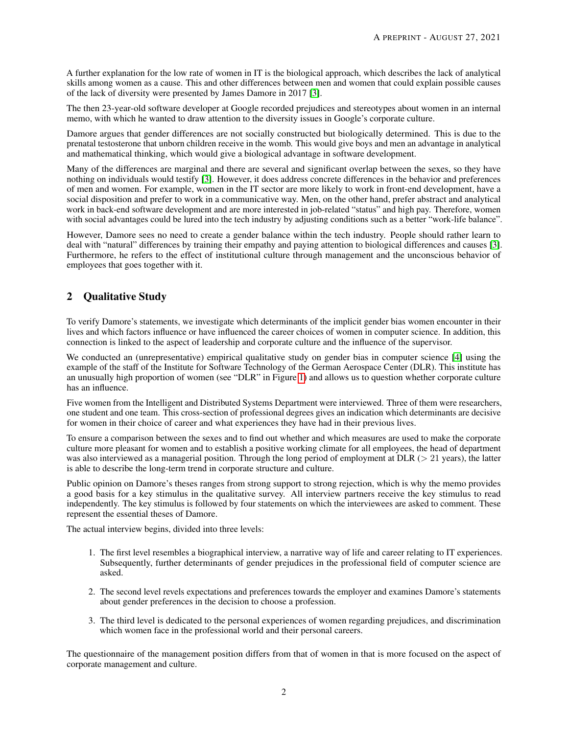A further explanation for the low rate of women in IT is the biological approach, which describes the lack of analytical skills among women as a cause. This and other differences between men and women that could explain possible causes of the lack of diversity were presented by James Damore in 2017 [3].

The then 23-year-old software developer at Google recorded prejudices and stereotypes about women in an internal memo, with which he wanted to draw attention to the diversity issues in Google's corporate culture.

Damore argues that gender differences are not socially constructed but biologically determined. This is due to the prenatal testosterone that unborn children receive in the womb. This would give boys and men an advantage in analytical and mathematical thinking, which would give a biological advantage in software development.

Many of the differences are marginal and there are several and significant overlap between the sexes, so they have nothing on individuals would testify [3]. However, it does address concrete differences in the behavior and preferences of men and women. For example, women in the IT sector are more likely to work in front-end development, have a social disposition and prefer to work in a communicative way. Men, on the other hand, prefer abstract and analytical work in back-end software development and are more interested in job-related "status" and high pay. Therefore, women with social advantages could be lured into the tech industry by adjusting conditions such as a better "work-life balance".

However, Damore sees no need to create a gender balance within the tech industry. People should rather learn to deal with "natural" differences by training their empathy and paying attention to biological differences and causes [3]. Furthermore, he refers to the effect of institutional culture through management and the unconscious behavior of employees that goes together with it.

## 2 Qualitative Study

To verify Damore's statements, we investigate which determinants of the implicit gender bias women encounter in their lives and which factors influence or have influenced the career choices of women in computer science. In addition, this connection is linked to the aspect of leadership and corporate culture and the influence of the supervisor.

We conducted an (unrepresentative) empirical qualitative study on gender bias in computer science [4] using the example of the staff of the Institute for Software Technology of the German Aerospace Center (DLR). This institute has an unusually high proportion of women (see "DLR" in Figure 1) and allows us to question whether corporate culture has an influence.

Five women from the Intelligent and Distributed Systems Department were interviewed. Three of them were researchers, one student and one team. This cross-section of professional degrees gives an indication which determinants are decisive for women in their choice of career and what experiences they have had in their previous lives.

To ensure a comparison between the sexes and to find out whether and which measures are used to make the corporate culture more pleasant for women and to establish a positive working climate for all employees, the head of department was also interviewed as a managerial position. Through the long period of employment at DLR ($>$ 21 years), the latter is able to describe the long-term trend in corporate structure and culture.

Public opinion on Damore's theses ranges from strong support to strong rejection, which is why the memo provides a good basis for a key stimulus in the qualitative survey. All interview partners receive the key stimulus to read independently. The key stimulus is followed by four statements on which the interviewees are asked to comment. These represent the essential theses of Damore.

The actual interview begins, divided into three levels:

1. The first level resembles a biographical interview, a narrative way of life and career relating to IT experiences. Subsequently, further determinants of gender prejudices in the professional field of computer science are asked.
2. The second level revels expectations and preferences towards the employer and examines Damore's statements about gender preferences in the decision to choose a profession.
3. The third level is dedicated to the personal experiences of women regarding prejudices, and discrimination which women face in the professional world and their personal careers.

The questionnaire of the management position differs from that of women in that is more focused on the aspect of corporate management and culture.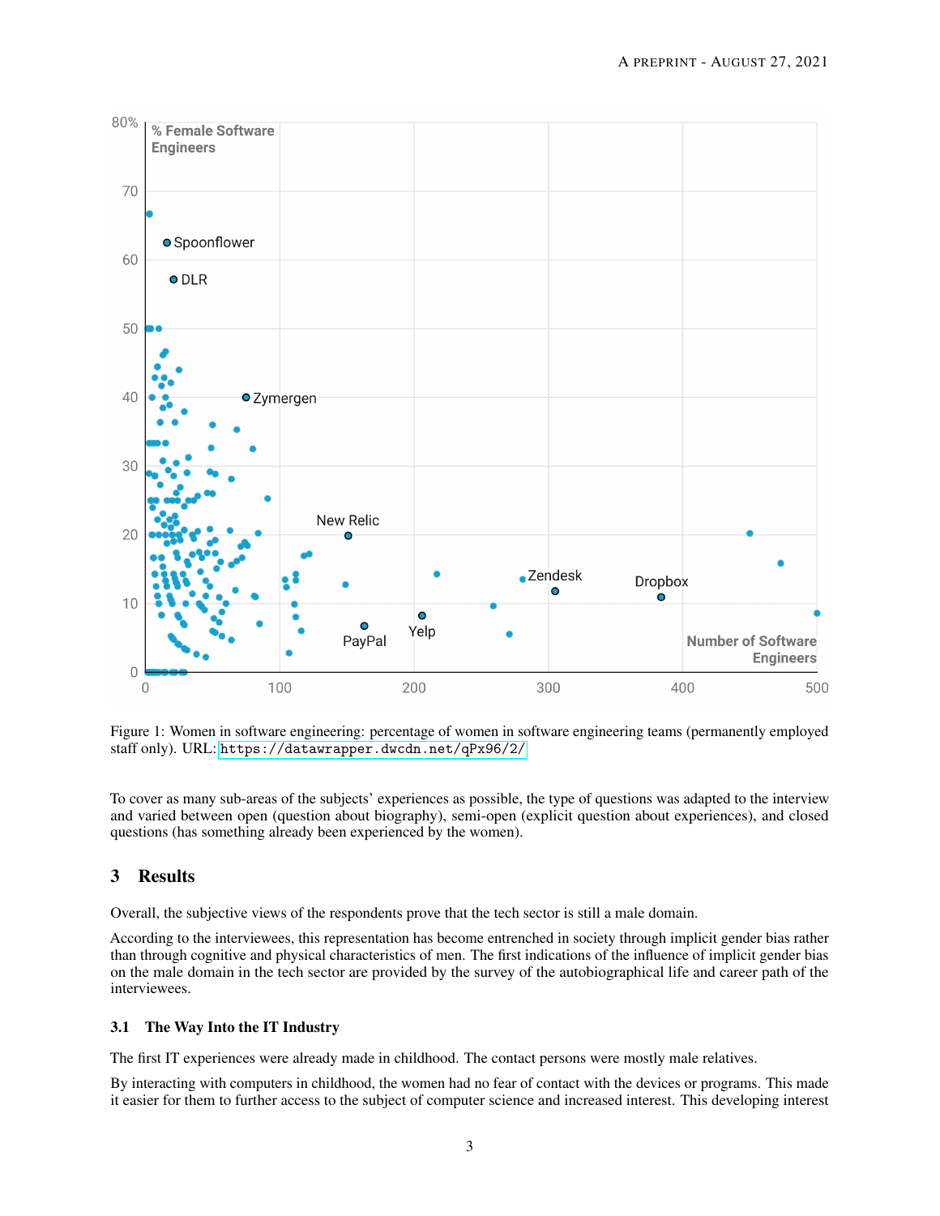Figure 1: Women in software engineering: percentage of women in software engineering teams (permanently employed staff only). URL: https://datawrapper.dwcdn.net/qPx96/2/

To cover as many sub-areas of the subjects' experiences as possible, the type of questions was adapted to the interview and varied between open (question about biography), semi-open (explicit question about experiences), and closed questions (has something already been experienced by the women).

## 3 Results

Overall, the subjective views of the respondents prove that the tech sector is still a male domain.

According to the interviewees, this representation has become entrenched in society through implicit gender bias rather than through cognitive and physical characteristics of men. The first indications of the influence of implicit gender bias on the male domain in the tech sector are provided by the survey of the autobiographical life and career path of the interviewees.

### 3.1 The Way Into the IT Industry

The first IT experiences were already made in childhood. The contact persons were mostly male relatives.

By interacting with computers in childhood, the women had no fear of contact with the devices or programs. This made it easier for them to further access to the subject of computer science and increased interest. This developing interest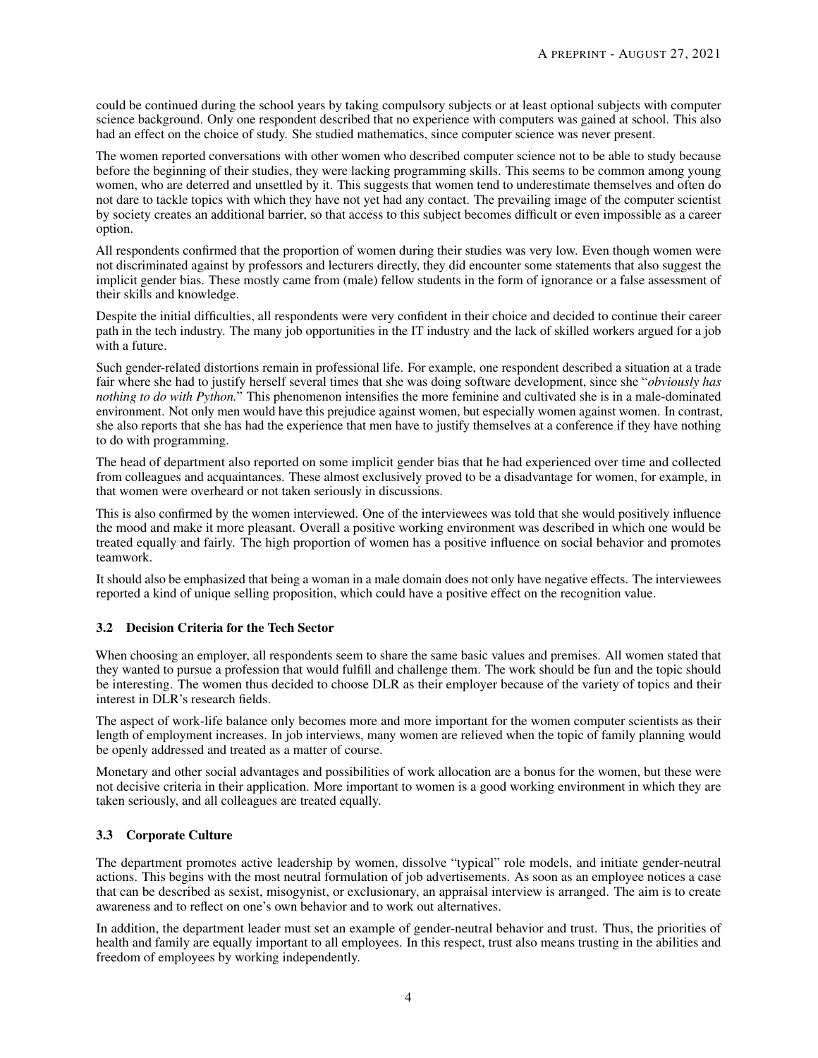could be continued during the school years by taking compulsory subjects or at least optional subjects with computer science background. Only one respondent described that no experience with computers was gained at school. This also had an effect on the choice of study. She studied mathematics, since computer science was never present.

The women reported conversations with other women who described computer science not to be able to study because before the beginning of their studies, they were lacking programming skills. This seems to be common among young women, who are deterred and unsettled by it. This suggests that women tend to underestimate themselves and often do not dare to tackle topics with which they have not yet had any contact. The prevailing image of the computer scientist by society creates an additional barrier, so that access to this subject becomes difficult or even impossible as a career option.

All respondents confirmed that the proportion of women during their studies was very low. Even though women were not discriminated against by professors and lecturers directly, they did encounter some statements that also suggest the implicit gender bias. These mostly came from (male) fellow students in the form of ignorance or a false assessment of their skills and knowledge.

Despite the initial difficulties, all respondents were very confident in their choice and decided to continue their career path in the tech industry. The many job opportunities in the IT industry and the lack of skilled workers argued for a job with a future.

Such gender-related distortions remain in professional life. For example, one respondent described a situation at a trade fair where she had to justify herself several times that she was doing software development, since she "*obviously has nothing to do with Python.*" This phenomenon intensifies the more feminine and cultivated she is in a male-dominated environment. Not only men would have this prejudice against women, but especially women against women. In contrast, she also reports that she has had the experience that men have to justify themselves at a conference if they have nothing to do with programming.

The head of department also reported on some implicit gender bias that he had experienced over time and collected from colleagues and acquaintances. These almost exclusively proved to be a disadvantage for women, for example, in that women were overheard or not taken seriously in discussions.

This is also confirmed by the women interviewed. One of the interviewees was told that she would positively influence the mood and make it more pleasant. Overall a positive working environment was described in which one would be treated equally and fairly. The high proportion of women has a positive influence on social behavior and promotes teamwork.

It should also be emphasized that being a woman in a male domain does not only have negative effects. The interviewees reported a kind of unique selling proposition, which could have a positive effect on the recognition value.

### 3.2 Decision Criteria for the Tech Sector

When choosing an employer, all respondents seem to share the same basic values and premises. All women stated that they wanted to pursue a profession that would fulfill and challenge them. The work should be fun and the topic should be interesting. The women thus decided to choose DLR as their employer because of the variety of topics and their interest in DLR's research fields.

The aspect of work-life balance only becomes more and more important for the women computer scientists as their length of employment increases. In job interviews, many women are relieved when the topic of family planning would be openly addressed and treated as a matter of course.

Monetary and other social advantages and possibilities of work allocation are a bonus for the women, but these were not decisive criteria in their application. More important to women is a good working environment in which they are taken seriously, and all colleagues are treated equally.

### 3.3 Corporate Culture

The department promotes active leadership by women, dissolve "typical" role models, and initiate gender-neutral actions. This begins with the most neutral formulation of job advertisements. As soon as an employee notices a case that can be described as sexist, misogynist, or exclusionary, an appraisal interview is arranged. The aim is to create awareness and to reflect on one's own behavior and to work out alternatives.

In addition, the department leader must set an example of gender-neutral behavior and trust. Thus, the priorities of health and family are equally important to all employees. In this respect, trust also means trusting in the abilities and freedom of employees by working independently.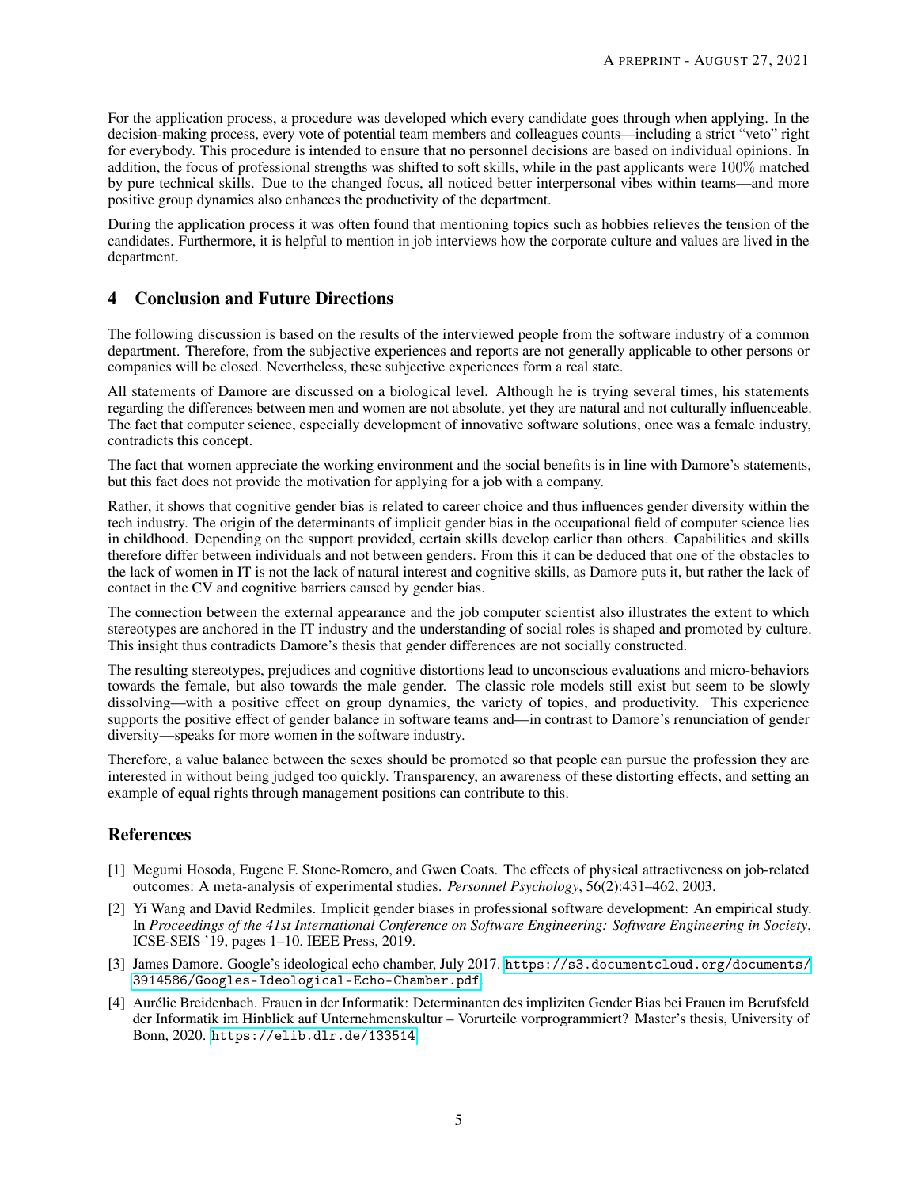For the application process, a procedure was developed which every candidate goes through when applying. In the decision-making process, every vote of potential team members and colleagues counts—including a strict "veto" right for everybody. This procedure is intended to ensure that no personnel decisions are based on individual opinions. In addition, the focus of professional strengths was shifted to soft skills, while in the past applicants were 100% matched by pure technical skills. Due to the changed focus, all noticed better interpersonal vibes within teams—and more positive group dynamics also enhances the productivity of the department.

During the application process it was often found that mentioning topics such as hobbies relieves the tension of the candidates. Furthermore, it is helpful to mention in job interviews how the corporate culture and values are lived in the department.

## 4 Conclusion and Future Directions

The following discussion is based on the results of the interviewed people from the software industry of a common department. Therefore, from the subjective experiences and reports are not generally applicable to other persons or companies will be closed. Nevertheless, these subjective experiences form a real state.

All statements of Damore are discussed on a biological level. Although he is trying several times, his statements regarding the differences between men and women are not absolute, yet they are natural and not culturally influenceable. The fact that computer science, especially development of innovative software solutions, once was a female industry, contradicts this concept.

The fact that women appreciate the working environment and the social benefits is in line with Damore's statements, but this fact does not provide the motivation for applying for a job with a company.

Rather, it shows that cognitive gender bias is related to career choice and thus influences gender diversity within the tech industry. The origin of the determinants of implicit gender bias in the occupational field of computer science lies in childhood. Depending on the support provided, certain skills develop earlier than others. Capabilities and skills therefore differ between individuals and not between genders. From this it can be deduced that one of the obstacles to the lack of women in IT is not the lack of natural interest and cognitive skills, as Damore puts it, but rather the lack of contact in the CV and cognitive barriers caused by gender bias.

The connection between the external appearance and the job computer scientist also illustrates the extent to which stereotypes are anchored in the IT industry and the understanding of social roles is shaped and promoted by culture. This insight thus contradicts Damore's thesis that gender differences are not socially constructed.

The resulting stereotypes, prejudices and cognitive distortions lead to unconscious evaluations and micro-behaviors towards the female, but also towards the male gender. The classic role models still exist but seem to be slowly dissolving—with a positive effect on group dynamics, the variety of topics, and productivity. This experience supports the positive effect of gender balance in software teams and—in contrast to Damore's renunciation of gender diversity—speaks for more women in the software industry.

Therefore, a value balance between the sexes should be promoted so that people can pursue the profession they are interested in without being judged too quickly. Transparency, an awareness of these distorting effects, and setting an example of equal rights through management positions can contribute to this.

## References

[1] Megumi Hosoda, Eugene F. Stone-Romero, and Gwen Coats. The effects of physical attractiveness on job-related outcomes: A meta-analysis of experimental studies. *Personnel Psychology*, 56(2):431–462, 2003.

[2] Yi Wang and David Redmiles. Implicit gender biases in professional software development: An empirical study. In *Proceedings of the 41st International Conference on Software Engineering: Software Engineering in Society*, ICSE-SEIS '19, pages 1–10. IEEE Press, 2019.

[3] James Damore. Google's ideological echo chamber, July 2017. https://s3.documentcloud.org/documents/3914586/Googles-Ideological-Echo-Chamber.pdf.

[4] Aurélie Breidenbach. Frauen in der Informatik: Determinanten des impliziten Gender Bias bei Frauen im Berufsfeld der Informatik im Hinblick auf Unternehmenskultur – Vorurteile vorprogrammiert? Master's thesis, University of Bonn, 2020. https://elib.dlr.de/133514.